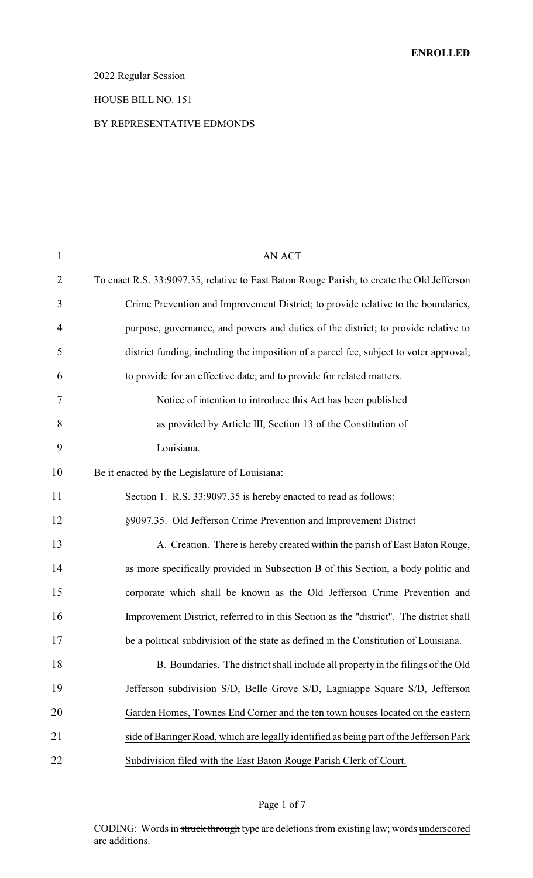**ENROLLED**

2022 Regular Session

HOUSE BILL NO. 151

BY REPRESENTATIVE EDMONDS

AN ACT

To enact R.S. 33:9097.35, relative to East Baton Rouge Parish; to create the Old Jefferson Crime Prevention and Improvement District; to provide relative to the boundaries, purpose, governance, and powers and duties of the district; to provide relative to district funding, including the imposition of a parcel fee, subject to voter approval; to provide for an effective date; and to provide for related matters.

Notice of intention to introduce this Act has been published as provided by Article III, Section 13 of the Constitution of Louisiana.

Be it enacted by the Legislature of Louisiana:

Section 1. R.S. 33:9097.35 is hereby enacted to read as follows:

§9097.35. Old Jefferson Crime Prevention and Improvement District

A. Creation. There is hereby created within the parish of East Baton Rouge, as more specifically provided in Subsection B of this Section, a body politic and corporate which shall be known as the Old Jefferson Crime Prevention and Improvement District, referred to in this Section as the "district". The district shall be a political subdivision of the state as defined in the Constitution of Louisiana.

B. Boundaries. The district shall include all property in the filings of the Old Jefferson subdivision S/D, Belle Grove S/D, Lagniappe Square S/D, Jefferson Garden Homes, Townes End Corner and the ten town houses located on the eastern side of Baringer Road, which are legally identified as being part of the Jefferson Park Subdivision filed with the East Baton Rouge Parish Clerk of Court.

CODING: Words in ~~struck through~~ type are deletions from existing law; words underscored are additions.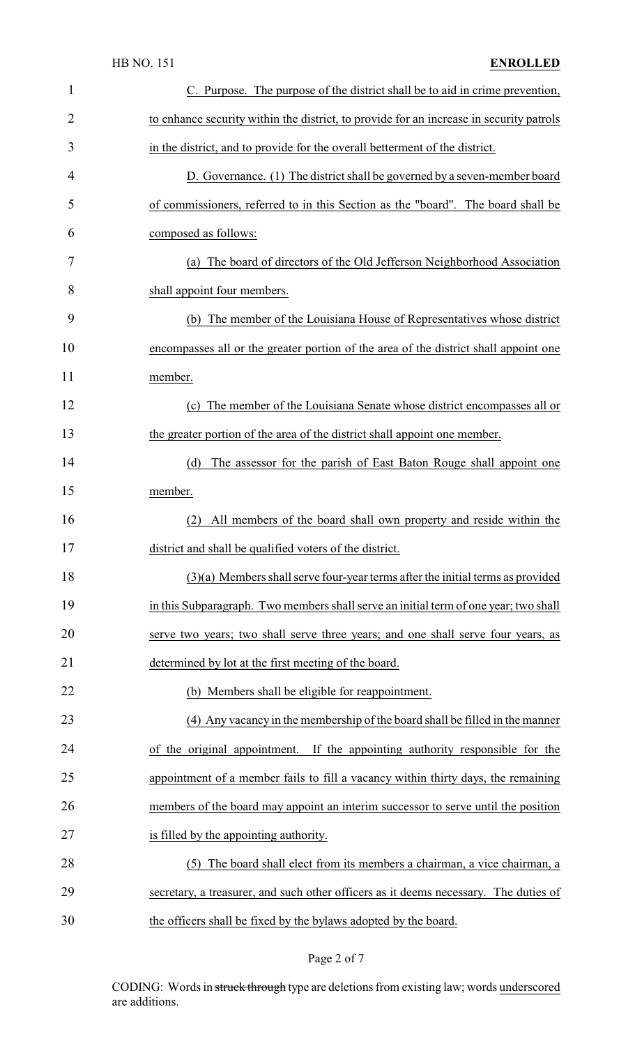C. Purpose. The purpose of the district shall be to aid in crime prevention, to enhance security within the district, to provide for an increase in security patrols in the district, and to provide for the overall betterment of the district.

D. Governance. (1) The district shall be governed by a seven-member board of commissioners, referred to in this Section as the "board". The board shall be composed as follows:

(a) The board of directors of the Old Jefferson Neighborhood Association shall appoint four members.

(b) The member of the Louisiana House of Representatives whose district encompasses all or the greater portion of the area of the district shall appoint one member.

(c) The member of the Louisiana Senate whose district encompasses all or the greater portion of the area of the district shall appoint one member.

(d) The assessor for the parish of East Baton Rouge shall appoint one member.

(2) All members of the board shall own property and reside within the district and shall be qualified voters of the district.

(3)(a) Members shall serve four-year terms after the initial terms as provided in this Subparagraph. Two members shall serve an initial term of one year; two shall serve two years; two shall serve three years; and one shall serve four years, as determined by lot at the first meeting of the board.

(b) Members shall be eligible for reappointment.

(4) Any vacancy in the membership of the board shall be filled in the manner of the original appointment. If the appointing authority responsible for the appointment of a member fails to fill a vacancy within thirty days, the remaining members of the board may appoint an interim successor to serve until the position is filled by the appointing authority.

(5) The board shall elect from its members a chairman, a vice chairman, a secretary, a treasurer, and such other officers as it deems necessary. The duties of the officers shall be fixed by the bylaws adopted by the board.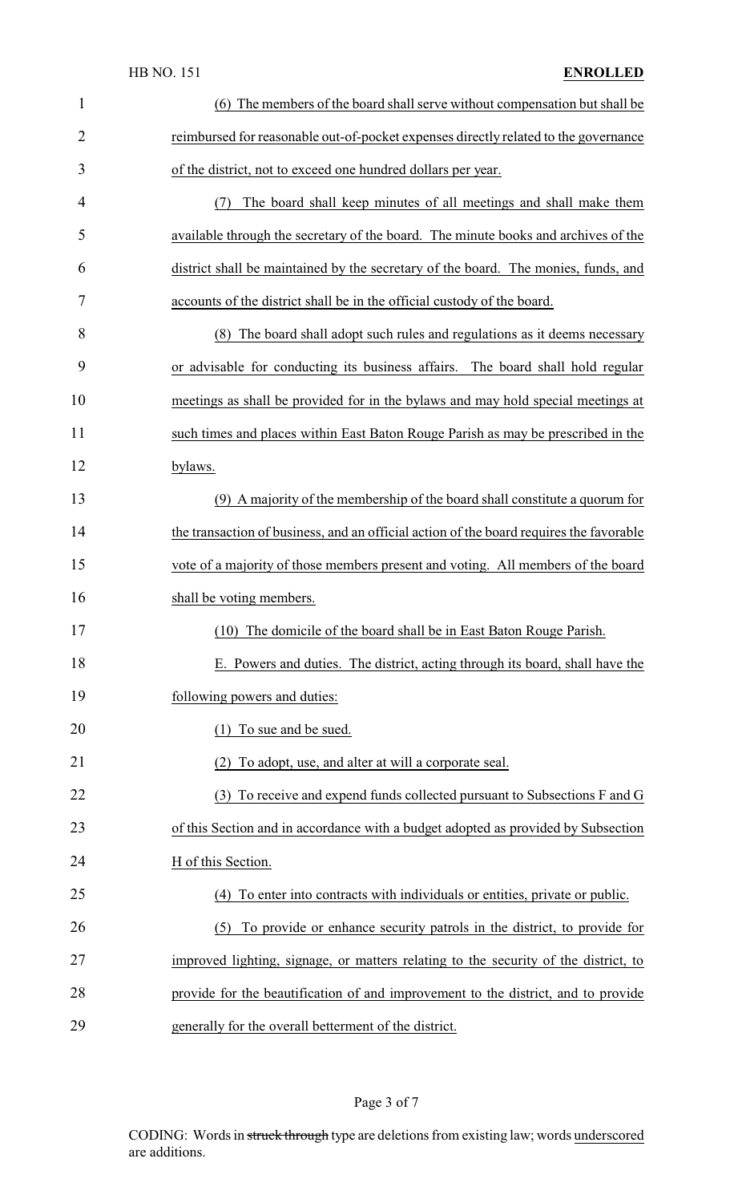(6) The members of the board shall serve without compensation but shall be reimbursed for reasonable out-of-pocket expenses directly related to the governance of the district, not to exceed one hundred dollars per year.

(7) The board shall keep minutes of all meetings and shall make them available through the secretary of the board. The minute books and archives of the district shall be maintained by the secretary of the board. The monies, funds, and accounts of the district shall be in the official custody of the board.

(8) The board shall adopt such rules and regulations as it deems necessary or advisable for conducting its business affairs. The board shall hold regular meetings as shall be provided for in the bylaws and may hold special meetings at such times and places within East Baton Rouge Parish as may be prescribed in the bylaws.

(9) A majority of the membership of the board shall constitute a quorum for the transaction of business, and an official action of the board requires the favorable vote of a majority of those members present and voting. All members of the board shall be voting members.

(10) The domicile of the board shall be in East Baton Rouge Parish.

E. Powers and duties. The district, acting through its board, shall have the following powers and duties:

(1) To sue and be sued.

(2) To adopt, use, and alter at will a corporate seal.

(3) To receive and expend funds collected pursuant to Subsections F and G of this Section and in accordance with a budget adopted as provided by Subsection H of this Section.

(4) To enter into contracts with individuals or entities, private or public.

(5) To provide or enhance security patrols in the district, to provide for improved lighting, signage, or matters relating to the security of the district, to provide for the beautification of and improvement to the district, and to provide generally for the overall betterment of the district.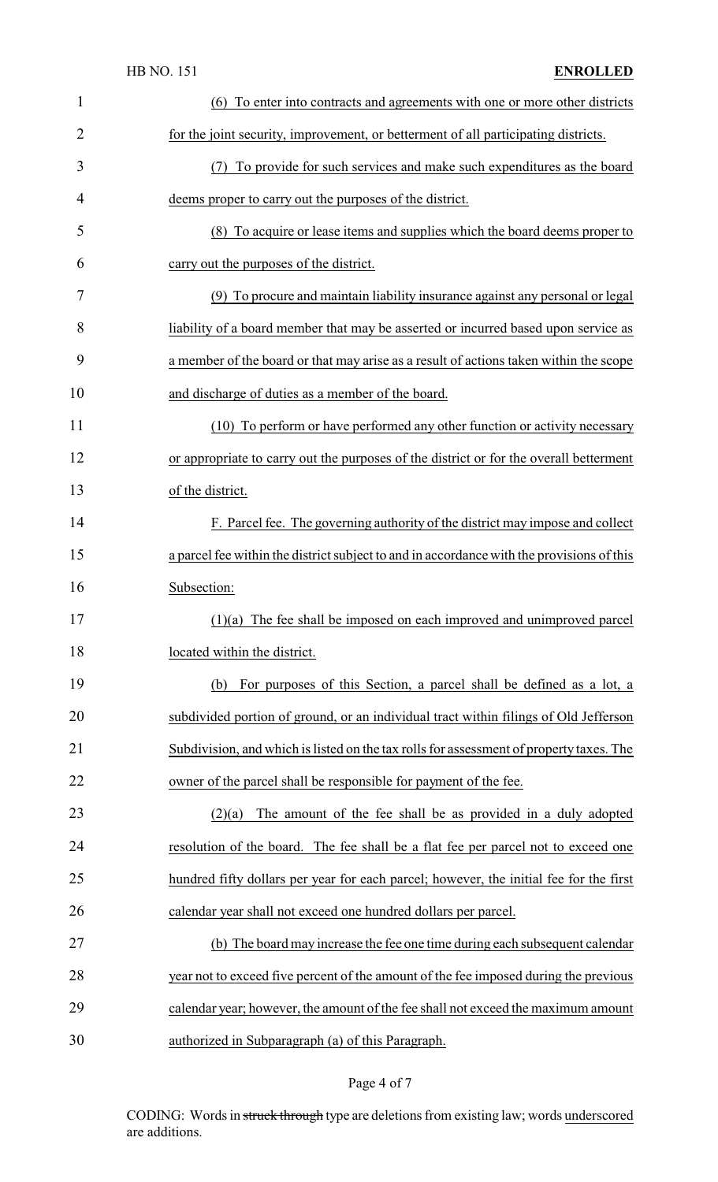(6) To enter into contracts and agreements with one or more other districts for the joint security, improvement, or betterment of all participating districts.

(7) To provide for such services and make such expenditures as the board deems proper to carry out the purposes of the district.

(8) To acquire or lease items and supplies which the board deems proper to carry out the purposes of the district.

(9) To procure and maintain liability insurance against any personal or legal liability of a board member that may be asserted or incurred based upon service as a member of the board or that may arise as a result of actions taken within the scope and discharge of duties as a member of the board.

(10) To perform or have performed any other function or activity necessary or appropriate to carry out the purposes of the district or for the overall betterment of the district.

F. Parcel fee. The governing authority of the district may impose and collect a parcel fee within the district subject to and in accordance with the provisions of this Subsection:

(1)(a) The fee shall be imposed on each improved and unimproved parcel located within the district.

(b) For purposes of this Section, a parcel shall be defined as a lot, a subdivided portion of ground, or an individual tract within filings of Old Jefferson Subdivision, and which is listed on the tax rolls for assessment of property taxes. The owner of the parcel shall be responsible for payment of the fee.

(2)(a) The amount of the fee shall be as provided in a duly adopted resolution of the board. The fee shall be a flat fee per parcel not to exceed one hundred fifty dollars per year for each parcel; however, the initial fee for the first calendar year shall not exceed one hundred dollars per parcel.

(b) The board may increase the fee one time during each subsequent calendar year not to exceed five percent of the amount of the fee imposed during the previous calendar year; however, the amount of the fee shall not exceed the maximum amount authorized in Subparagraph (a) of this Paragraph.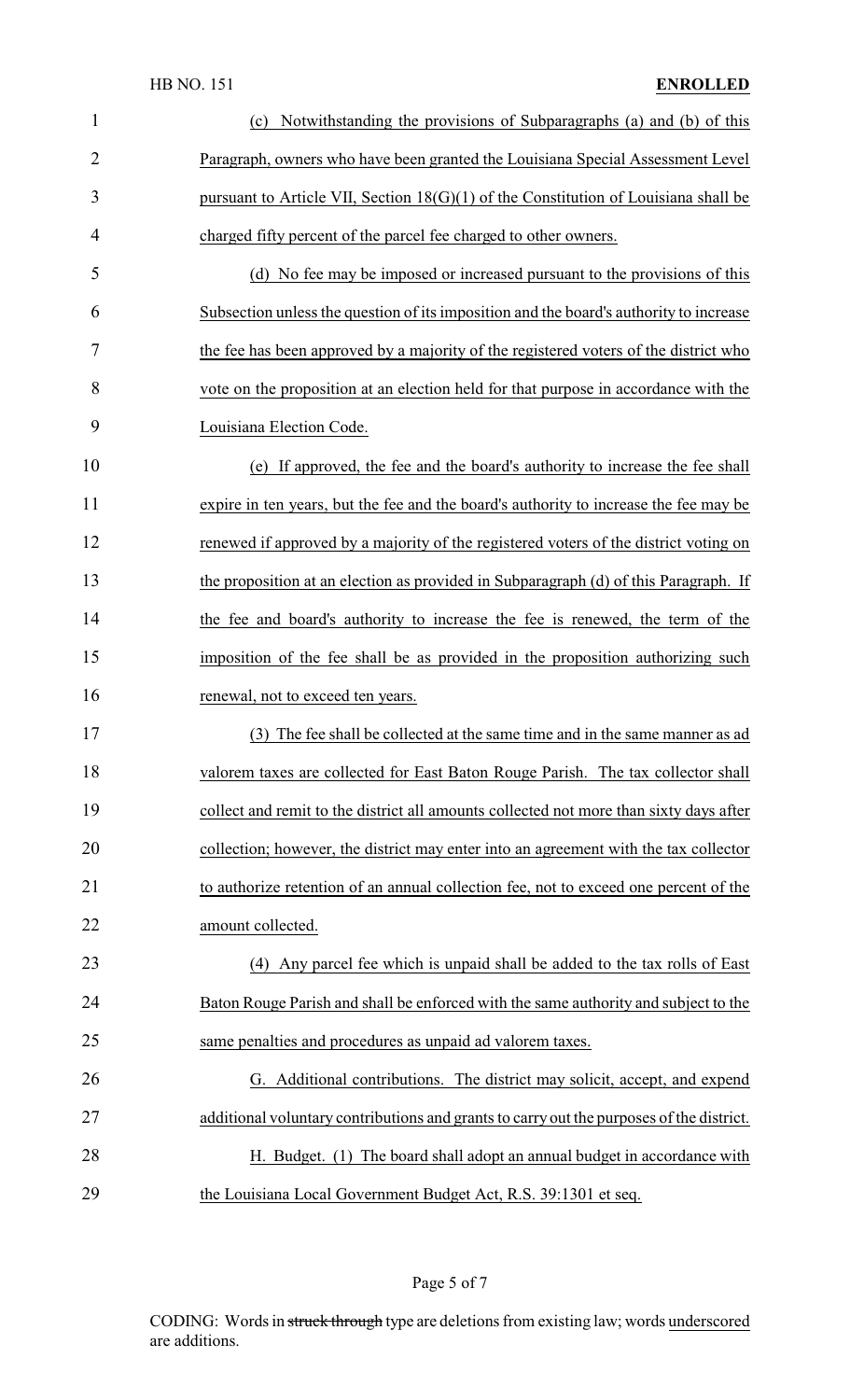(c) Notwithstanding the provisions of Subparagraphs (a) and (b) of this Paragraph, owners who have been granted the Louisiana Special Assessment Level pursuant to Article VII, Section 18(G)(1) of the Constitution of Louisiana shall be charged fifty percent of the parcel fee charged to other owners.

(d) No fee may be imposed or increased pursuant to the provisions of this Subsection unless the question of its imposition and the board's authority to increase the fee has been approved by a majority of the registered voters of the district who vote on the proposition at an election held for that purpose in accordance with the Louisiana Election Code.

(e) If approved, the fee and the board's authority to increase the fee shall expire in ten years, but the fee and the board's authority to increase the fee may be renewed if approved by a majority of the registered voters of the district voting on the proposition at an election as provided in Subparagraph (d) of this Paragraph. If the fee and board's authority to increase the fee is renewed, the term of the imposition of the fee shall be as provided in the proposition authorizing such renewal, not to exceed ten years.

(3) The fee shall be collected at the same time and in the same manner as ad valorem taxes are collected for East Baton Rouge Parish. The tax collector shall collect and remit to the district all amounts collected not more than sixty days after collection; however, the district may enter into an agreement with the tax collector to authorize retention of an annual collection fee, not to exceed one percent of the amount collected.

(4) Any parcel fee which is unpaid shall be added to the tax rolls of East Baton Rouge Parish and shall be enforced with the same authority and subject to the same penalties and procedures as unpaid ad valorem taxes.

G. Additional contributions. The district may solicit, accept, and expend additional voluntary contributions and grants to carry out the purposes of the district.

H. Budget. (1) The board shall adopt an annual budget in accordance with the Louisiana Local Government Budget Act, R.S. 39:1301 et seq.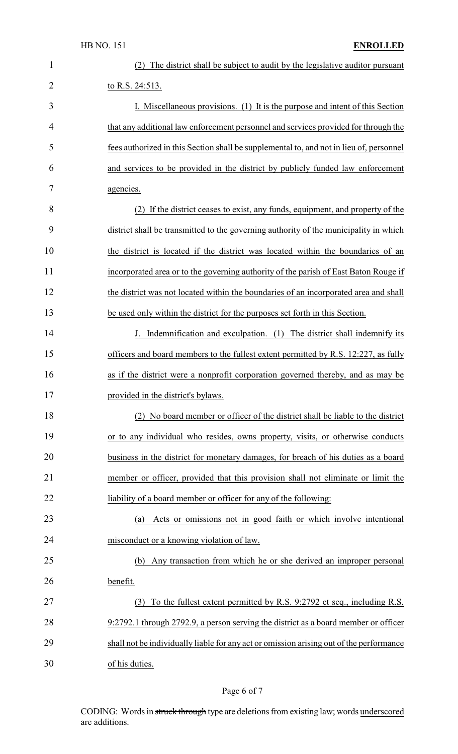(2) The district shall be subject to audit by the legislative auditor pursuant to R.S. 24:513.

I. Miscellaneous provisions. (1) It is the purpose and intent of this Section that any additional law enforcement personnel and services provided for through the fees authorized in this Section shall be supplemental to, and not in lieu of, personnel and services to be provided in the district by publicly funded law enforcement agencies.

(2) If the district ceases to exist, any funds, equipment, and property of the district shall be transmitted to the governing authority of the municipality in which the district is located if the district was located within the boundaries of an incorporated area or to the governing authority of the parish of East Baton Rouge if the district was not located within the boundaries of an incorporated area and shall be used only within the district for the purposes set forth in this Section.

J. Indemnification and exculpation. (1) The district shall indemnify its officers and board members to the fullest extent permitted by R.S. 12:227, as fully as if the district were a nonprofit corporation governed thereby, and as may be provided in the district's bylaws.

(2) No board member or officer of the district shall be liable to the district or to any individual who resides, owns property, visits, or otherwise conducts business in the district for monetary damages, for breach of his duties as a board member or officer, provided that this provision shall not eliminate or limit the liability of a board member or officer for any of the following:

(a) Acts or omissions not in good faith or which involve intentional misconduct or a knowing violation of law.

(b) Any transaction from which he or she derived an improper personal benefit.

(3) To the fullest extent permitted by R.S. 9:2792 et seq., including R.S. 9:2792.1 through 2792.9, a person serving the district as a board member or officer shall not be individually liable for any act or omission arising out of the performance of his duties.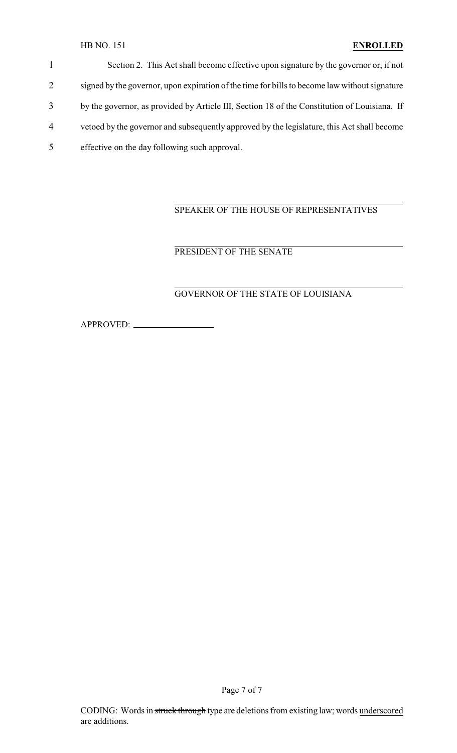Section 2. This Act shall become effective upon signature by the governor or, if not signed by the governor, upon expiration of the time for bills to become law without signature by the governor, as provided by Article III, Section 18 of the Constitution of Louisiana. If vetoed by the governor and subsequently approved by the legislature, this Act shall become effective on the day following such approval.

SPEAKER OF THE HOUSE OF REPRESENTATIVES

PRESIDENT OF THE SENATE

GOVERNOR OF THE STATE OF LOUISIANA

APPROVED: ____________________

CODING: Words in ~~struck through~~ type are deletions from existing law; words <u>underscored</u> are additions.